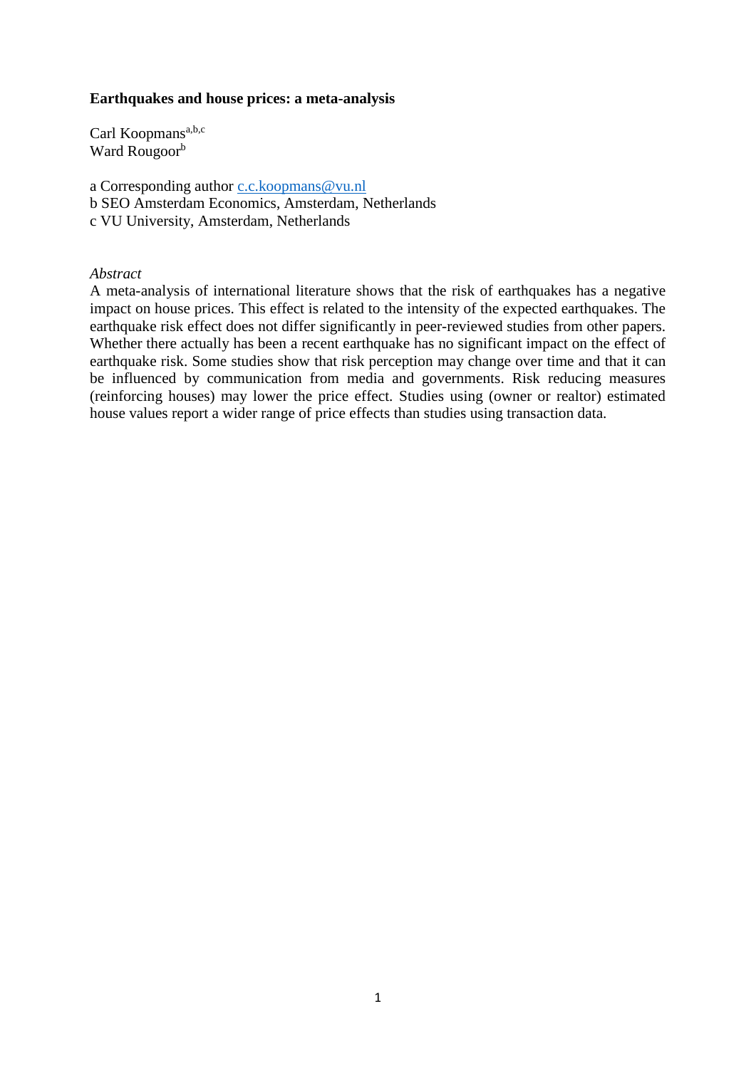**Earthquakes and house prices: a meta-analysis**

Carl Koopmans[a,b,c]
Ward Rougoor[b]

a Corresponding author c.c.koopmans@vu.nl
b SEO Amsterdam Economics, Amsterdam, Netherlands
c VU University, Amsterdam, Netherlands

*Abstract*

A meta-analysis of international literature shows that the risk of earthquakes has a negative impact on house prices. This effect is related to the intensity of the expected earthquakes. The earthquake risk effect does not differ significantly in peer-reviewed studies from other papers. Whether there actually has been a recent earthquake has no significant impact on the effect of earthquake risk. Some studies show that risk perception may change over time and that it can be influenced by communication from media and governments. Risk reducing measures (reinforcing houses) may lower the price effect. Studies using (owner or realtor) estimated house values report a wider range of price effects than studies using transaction data.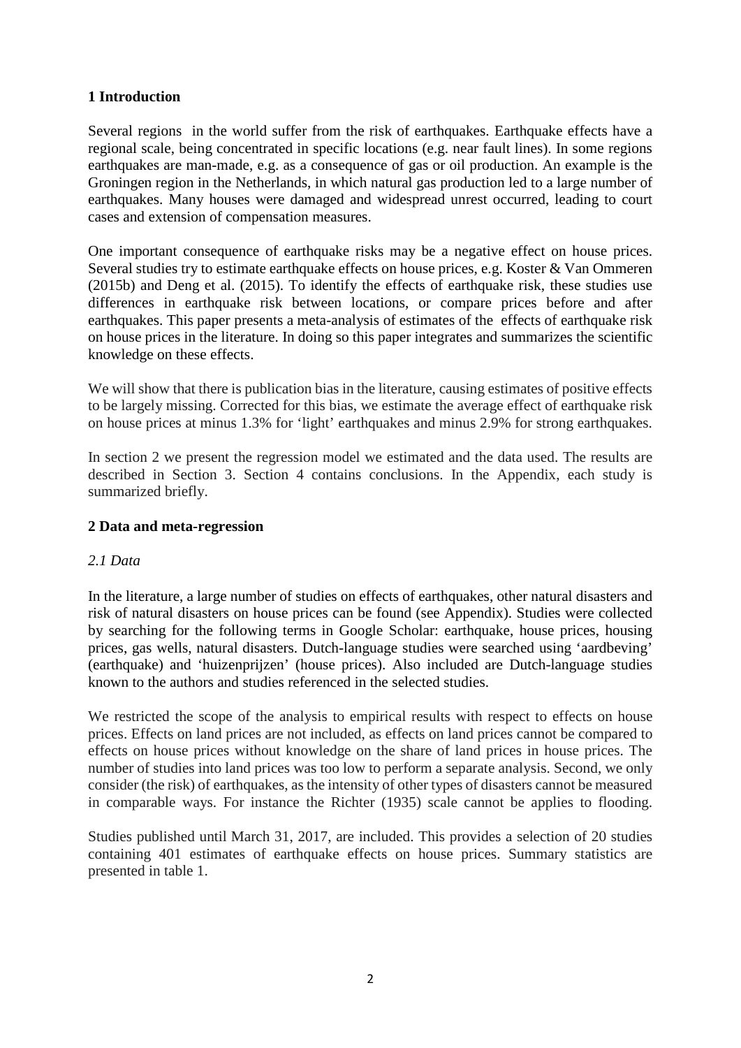## 1 Introduction

Several regions in the world suffer from the risk of earthquakes. Earthquake effects have a regional scale, being concentrated in specific locations (e.g. near fault lines). In some regions earthquakes are man-made, e.g. as a consequence of gas or oil production. An example is the Groningen region in the Netherlands, in which natural gas production led to a large number of earthquakes. Many houses were damaged and widespread unrest occurred, leading to court cases and extension of compensation measures.

One important consequence of earthquake risks may be a negative effect on house prices. Several studies try to estimate earthquake effects on house prices, e.g. Koster & Van Ommeren (2015b) and Deng et al. (2015). To identify the effects of earthquake risk, these studies use differences in earthquake risk between locations, or compare prices before and after earthquakes. This paper presents a meta-analysis of estimates of the effects of earthquake risk on house prices in the literature. In doing so this paper integrates and summarizes the scientific knowledge on these effects.

We will show that there is publication bias in the literature, causing estimates of positive effects to be largely missing. Corrected for this bias, we estimate the average effect of earthquake risk on house prices at minus 1.3% for 'light' earthquakes and minus 2.9% for strong earthquakes.

In section 2 we present the regression model we estimated and the data used. The results are described in Section 3. Section 4 contains conclusions. In the Appendix, each study is summarized briefly.

## 2 Data and meta-regression

### *2.1 Data*

In the literature, a large number of studies on effects of earthquakes, other natural disasters and risk of natural disasters on house prices can be found (see Appendix). Studies were collected by searching for the following terms in Google Scholar: earthquake, house prices, housing prices, gas wells, natural disasters. Dutch-language studies were searched using 'aardbeving' (earthquake) and 'huizenprijzen' (house prices). Also included are Dutch-language studies known to the authors and studies referenced in the selected studies.

We restricted the scope of the analysis to empirical results with respect to effects on house prices. Effects on land prices are not included, as effects on land prices cannot be compared to effects on house prices without knowledge on the share of land prices in house prices. The number of studies into land prices was too low to perform a separate analysis. Second, we only consider (the risk) of earthquakes, as the intensity of other types of disasters cannot be measured in comparable ways. For instance the Richter (1935) scale cannot be applies to flooding.

Studies published until March 31, 2017, are included. This provides a selection of 20 studies containing 401 estimates of earthquake effects on house prices. Summary statistics are presented in table 1.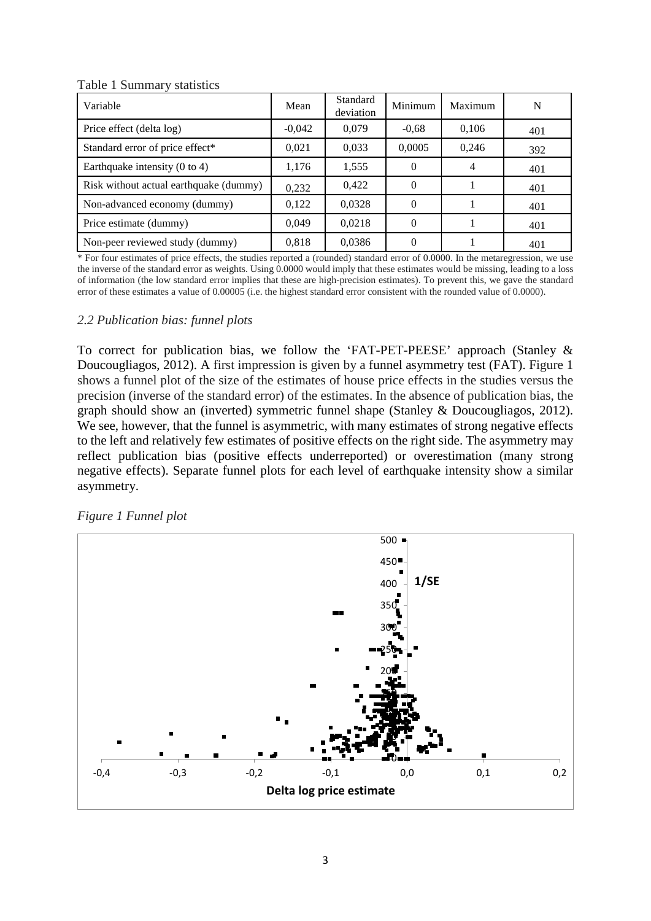Table 1 Summary statistics

| Variable | Mean | Standard deviation | Minimum | Maximum | N |
|---|---|---|---|---|---|
| Price effect (delta log) | -0,042 | 0,079 | -0,68 | 0,106 | 401 |
| Standard error of price effect* | 0,021 | 0,033 | 0,0005 | 0,246 | 392 |
| Earthquake intensity (0 to 4) | 1,176 | 1,555 | 0 | 4 | 401 |
| Risk without actual earthquake (dummy) | 0,232 | 0,422 | 0 | 1 | 401 |
| Non-advanced economy (dummy) | 0,122 | 0,0328 | 0 | 1 | 401 |
| Price estimate (dummy) | 0,049 | 0,0218 | 0 | 1 | 401 |
| Non-peer reviewed study (dummy) | 0,818 | 0,0386 | 0 | 1 | 401 |

* For four estimates of price effects, the studies reported a (rounded) standard error of 0.0000. In the metaregression, we use the inverse of the standard error as weights. Using 0.0000 would imply that these estimates would be missing, leading to a loss of information (the low standard error implies that these are high-precision estimates). To prevent this, we gave the standard error of these estimates a value of 0.00005 (i.e. the highest standard error consistent with the rounded value of 0.0000).

### *2.2 Publication bias: funnel plots*

To correct for publication bias, we follow the 'FAT-PET-PEESE' approach (Stanley & Doucougliagos, 2012). A first impression is given by a funnel asymmetry test (FAT). Figure 1 shows a funnel plot of the size of the estimates of house price effects in the studies versus the precision (inverse of the standard error) of the estimates. In the absence of publication bias, the graph should show an (inverted) symmetric funnel shape (Stanley & Doucougliagos, 2012). We see, however, that the funnel is asymmetric, with many estimates of strong negative effects to the left and relatively few estimates of positive effects on the right side. The asymmetry may reflect publication bias (positive effects underreported) or overestimation (many strong negative effects). Separate funnel plots for each level of earthquake intensity show a similar asymmetry.

*Figure 1 Funnel plot*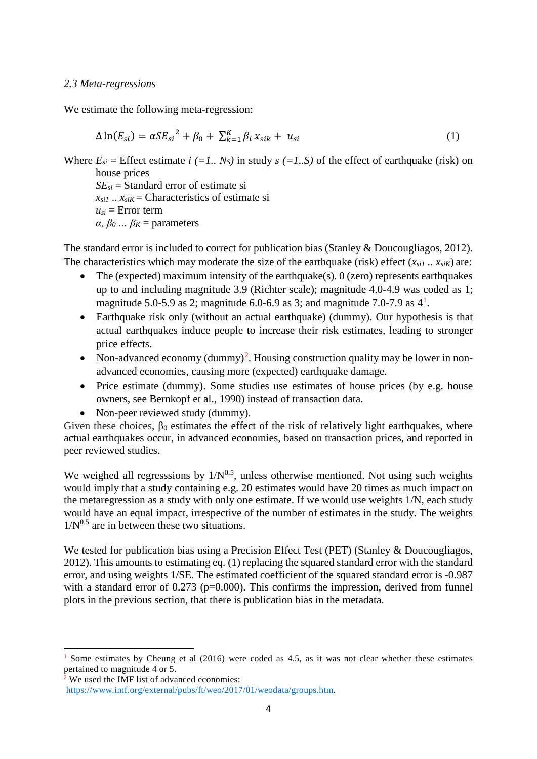*2.3 Meta-regressions*

We estimate the following meta-regression:

$$\Delta \ln(E_{si}) = \alpha SE_{si}^{\ 2} + \beta_0 + \sum_{k=1}^{K} \beta_i x_{sik} + u_{si} \tag{1}$$

Where $E_{si}$ = Effect estimate $i$ *(=1.. $N_S$)* in study $s$ *(=1..S)* of the effect of earthquake (risk) on house prices
$SE_{si}$ = Standard error of estimate si
$x_{si1}$ .. $x_{siK}$ = Characteristics of estimate si
$u_{si}$ = Error term
$\alpha$, $\beta_0$ ... $\beta_K$ = parameters

The standard error is included to correct for publication bias (Stanley & Doucougliagos, 2012). The characteristics which may moderate the size of the earthquake (risk) effect ($x_{si1}$ .. $x_{siK}$) are:

- The (expected) maximum intensity of the earthquake(s). 0 (zero) represents earthquakes up to and including magnitude 3.9 (Richter scale); magnitude 4.0-4.9 was coded as 1; magnitude 5.0-5.9 as 2; magnitude 6.0-6.9 as 3; and magnitude 7.0-7.9 as 4[1].
- Earthquake risk only (without an actual earthquake) (dummy). Our hypothesis is that actual earthquakes induce people to increase their risk estimates, leading to stronger price effects.
- Non-advanced economy (dummy)[2]. Housing construction quality may be lower in non-advanced economies, causing more (expected) earthquake damage.
- Price estimate (dummy). Some studies use estimates of house prices (by e.g. house owners, see Bernkopf et al., 1990) instead of transaction data.
- Non-peer reviewed study (dummy).

Given these choices, $\beta_0$ estimates the effect of the risk of relatively light earthquakes, where actual earthquakes occur, in advanced economies, based on transaction prices, and reported in peer reviewed studies.

We weighed all regresssions by $1/N^{0.5}$, unless otherwise mentioned. Not using such weights would imply that a study containing e.g. 20 estimates would have 20 times as much impact on the metaregression as a study with only one estimate. If we would use weights 1/N, each study would have an equal impact, irrespective of the number of estimates in the study. The weights $1/N^{0.5}$ are in between these two situations.

We tested for publication bias using a Precision Effect Test (PET) (Stanley & Doucougliagos, 2012). This amounts to estimating eq. (1) replacing the squared standard error with the standard error, and using weights 1/SE. The estimated coefficient of the squared standard error is -0.987 with a standard error of 0.273 (p=0.000). This confirms the impression, derived from funnel plots in the previous section, that there is publication bias in the metadata.

---

[1] Some estimates by Cheung et al (2016) were coded as 4.5, as it was not clear whether these estimates pertained to magnitude 4 or 5.

[2] We used the IMF list of advanced economies: https://www.imf.org/external/pubs/ft/weo/2017/01/weodata/groups.htm.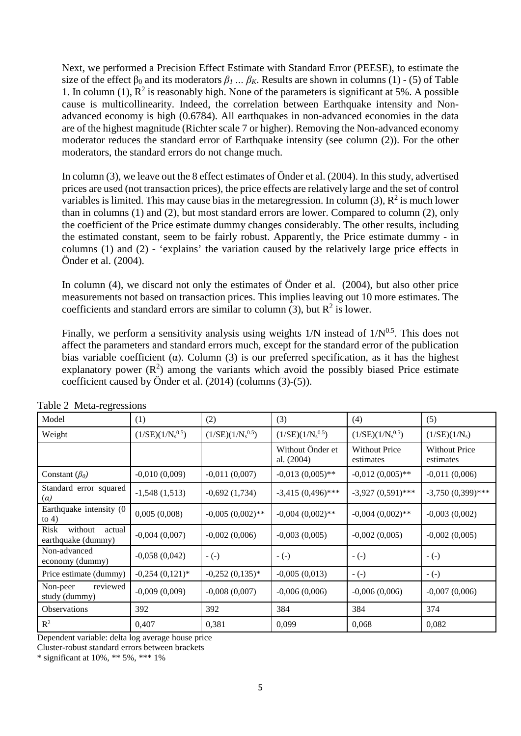Next, we performed a Precision Effect Estimate with Standard Error (PEESE), to estimate the size of the effect $\beta_0$ and its moderators $\beta_1 \ldots \beta_K$. Results are shown in columns (1) - (5) of Table 1. In column (1), $R^2$ is reasonably high. None of the parameters is significant at 5%. A possible cause is multicollinearity. Indeed, the correlation between Earthquake intensity and Non-advanced economy is high (0.6784). All earthquakes in non-advanced economies in the data are of the highest magnitude (Richter scale 7 or higher). Removing the Non-advanced economy moderator reduces the standard error of Earthquake intensity (see column (2)). For the other moderators, the standard errors do not change much.

In column (3), we leave out the 8 effect estimates of Önder et al. (2004). In this study, advertised prices are used (not transaction prices), the price effects are relatively large and the set of control variables is limited. This may cause bias in the metaregression. In column (3), $R^2$ is much lower than in columns (1) and (2), but most standard errors are lower. Compared to column (2), only the coefficient of the Price estimate dummy changes considerably. The other results, including the estimated constant, seem to be fairly robust. Apparently, the Price estimate dummy - in columns (1) and (2) - 'explains' the variation caused by the relatively large price effects in Önder et al. (2004).

In column (4), we discard not only the estimates of Önder et al. (2004), but also other price measurements not based on transaction prices. This implies leaving out 10 more estimates. The coefficients and standard errors are similar to column (3), but $R^2$ is lower.

Finally, we perform a sensitivity analysis using weights 1/N instead of $1/N^{0.5}$. This does not affect the parameters and standard errors much, except for the standard error of the publication bias variable coefficient ($\alpha$). Column (3) is our preferred specification, as it has the highest explanatory power ($R^2$) among the variants which avoid the possibly biased Price estimate coefficient caused by Önder et al. (2014) (columns (3)-(5)).

Table 2 Meta-regressions

| Model | (1) | (2) | (3) | (4) | (5) |
|---|---|---|---|---|---|
| Weight | $(1/SE)(1/N_s^{0.5})$ | $(1/SE)(1/N_s^{0.5})$ | $(1/SE)(1/N_s^{0.5})$ | $(1/SE)(1/N_s^{0.5})$ | $(1/SE)(1/N_s)$ |
| | | | Without Önder et al. (2004) | Without Price estimates | Without Price estimates |
| Constant ($\beta_0$) | -0,010 (0,009) | -0,011 (0,007) | -0,013 (0,005)** | -0,012 (0,005)** | -0,011 (0,006) |
| Standard error squared ($\alpha$) | -1,548 (1,513) | -0,692 (1,734) | -3,415 (0,496)*** | -3,927 (0,591)*** | -3,750 (0,399)*** |
| Earthquake intensity (0 to 4) | 0,005 (0,008) | -0,005 (0,002)** | -0,004 (0,002)** | -0,004 (0,002)** | -0,003 (0,002) |
| Risk without actual earthquake (dummy) | -0,004 (0,007) | -0,002 (0,006) | -0,003 (0,005) | -0,002 (0,005) | -0,002 (0,005) |
| Non-advanced economy (dummy) | -0,058 (0,042) | - (-) | - (-) | - (-) | - (-) |
| Price estimate (dummy) | -0,254 (0,121)* | -0,252 (0,135)* | -0,005 (0,013) | - (-) | - (-) |
| Non-peer reviewed study (dummy) | -0,009 (0,009) | -0,008 (0,007) | -0,006 (0,006) | -0,006 (0,006) | -0,007 (0,006) |
| Observations | 392 | 392 | 384 | 384 | 374 |
| $R^2$ | 0,407 | 0,381 | 0,099 | 0,068 | 0,082 |

Dependent variable: delta log average house price

Cluster-robust standard errors between brackets

* significant at 10%, ** 5%, *** 1%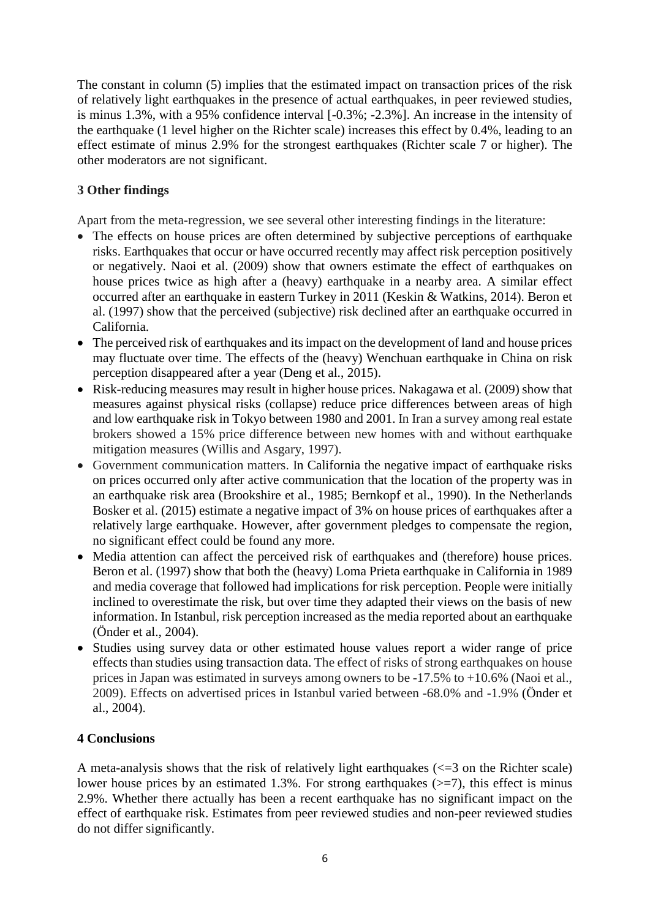The constant in column (5) implies that the estimated impact on transaction prices of the risk of relatively light earthquakes in the presence of actual earthquakes, in peer reviewed studies, is minus 1.3%, with a 95% confidence interval [-0.3%; -2.3%]. An increase in the intensity of the earthquake (1 level higher on the Richter scale) increases this effect by 0.4%, leading to an effect estimate of minus 2.9% for the strongest earthquakes (Richter scale 7 or higher). The other moderators are not significant.

## 3 Other findings

Apart from the meta-regression, we see several other interesting findings in the literature:

- The effects on house prices are often determined by subjective perceptions of earthquake risks. Earthquakes that occur or have occurred recently may affect risk perception positively or negatively. Naoi et al. (2009) show that owners estimate the effect of earthquakes on house prices twice as high after a (heavy) earthquake in a nearby area. A similar effect occurred after an earthquake in eastern Turkey in 2011 (Keskin & Watkins, 2014). Beron et al. (1997) show that the perceived (subjective) risk declined after an earthquake occurred in California.
- The perceived risk of earthquakes and its impact on the development of land and house prices may fluctuate over time. The effects of the (heavy) Wenchuan earthquake in China on risk perception disappeared after a year (Deng et al., 2015).
- Risk-reducing measures may result in higher house prices. Nakagawa et al. (2009) show that measures against physical risks (collapse) reduce price differences between areas of high and low earthquake risk in Tokyo between 1980 and 2001. In Iran a survey among real estate brokers showed a 15% price difference between new homes with and without earthquake mitigation measures (Willis and Asgary, 1997).
- Government communication matters. In California the negative impact of earthquake risks on prices occurred only after active communication that the location of the property was in an earthquake risk area (Brookshire et al., 1985; Bernkopf et al., 1990). In the Netherlands Bosker et al. (2015) estimate a negative impact of 3% on house prices of earthquakes after a relatively large earthquake. However, after government pledges to compensate the region, no significant effect could be found any more.
- Media attention can affect the perceived risk of earthquakes and (therefore) house prices. Beron et al. (1997) show that both the (heavy) Loma Prieta earthquake in California in 1989 and media coverage that followed had implications for risk perception. People were initially inclined to overestimate the risk, but over time they adapted their views on the basis of new information. In Istanbul, risk perception increased as the media reported about an earthquake (Önder et al., 2004).
- Studies using survey data or other estimated house values report a wider range of price effects than studies using transaction data. The effect of risks of strong earthquakes on house prices in Japan was estimated in surveys among owners to be -17.5% to +10.6% (Naoi et al., 2009). Effects on advertised prices in Istanbul varied between -68.0% and -1.9% (Önder et al., 2004).

## 4 Conclusions

A meta-analysis shows that the risk of relatively light earthquakes (<=3 on the Richter scale) lower house prices by an estimated 1.3%. For strong earthquakes (>=7), this effect is minus 2.9%. Whether there actually has been a recent earthquake has no significant impact on the effect of earthquake risk. Estimates from peer reviewed studies and non-peer reviewed studies do not differ significantly.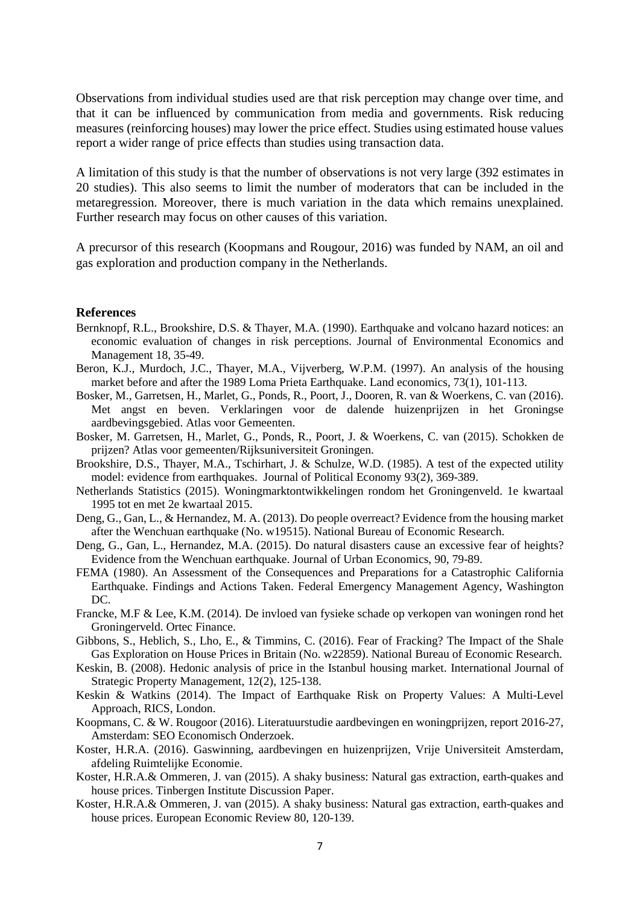Observations from individual studies used are that risk perception may change over time, and that it can be influenced by communication from media and governments. Risk reducing measures (reinforcing houses) may lower the price effect. Studies using estimated house values report a wider range of price effects than studies using transaction data.

A limitation of this study is that the number of observations is not very large (392 estimates in 20 studies). This also seems to limit the number of moderators that can be included in the metaregression. Moreover, there is much variation in the data which remains unexplained. Further research may focus on other causes of this variation.

A precursor of this research (Koopmans and Rougour, 2016) was funded by NAM, an oil and gas exploration and production company in the Netherlands.

## References

Bernknopf, R.L., Brookshire, D.S. & Thayer, M.A. (1990). Earthquake and volcano hazard notices: an economic evaluation of changes in risk perceptions. Journal of Environmental Economics and Management 18, 35-49.

Beron, K.J., Murdoch, J.C., Thayer, M.A., Vijverberg, W.P.M. (1997). An analysis of the housing market before and after the 1989 Loma Prieta Earthquake. Land economics, 73(1), 101-113.

Bosker, M., Garretsen, H., Marlet, G., Ponds, R., Poort, J., Dooren, R. van & Woerkens, C. van (2016). Met angst en beven. Verklaringen voor de dalende huizenprijzen in het Groningse aardbevingsgebied. Atlas voor Gemeenten.

Bosker, M. Garretsen, H., Marlet, G., Ponds, R., Poort, J. & Woerkens, C. van (2015). Schokken de prijzen? Atlas voor gemeenten/Rijksuniversiteit Groningen.

Brookshire, D.S., Thayer, M.A., Tschirhart, J. & Schulze, W.D. (1985). A test of the expected utility model: evidence from earthquakes. Journal of Political Economy 93(2), 369-389.

Netherlands Statistics (2015). Woningmarktontwikkelingen rondom het Groningenveld. 1e kwartaal 1995 tot en met 2e kwartaal 2015.

Deng, G., Gan, L., & Hernandez, M. A. (2013). Do people overreact? Evidence from the housing market after the Wenchuan earthquake (No. w19515). National Bureau of Economic Research.

Deng, G., Gan, L., Hernandez, M.A. (2015). Do natural disasters cause an excessive fear of heights? Evidence from the Wenchuan earthquake. Journal of Urban Economics, 90, 79-89.

FEMA (1980). An Assessment of the Consequences and Preparations for a Catastrophic California Earthquake. Findings and Actions Taken. Federal Emergency Management Agency, Washington DC.

Francke, M.F & Lee, K.M. (2014). De invloed van fysieke schade op verkopen van woningen rond het Groningerveld. Ortec Finance.

Gibbons, S., Heblich, S., Lho, E., & Timmins, C. (2016). Fear of Fracking? The Impact of the Shale Gas Exploration on House Prices in Britain (No. w22859). National Bureau of Economic Research.

Keskin, B. (2008). Hedonic analysis of price in the Istanbul housing market. International Journal of Strategic Property Management, 12(2), 125-138.

Keskin & Watkins (2014). The Impact of Earthquake Risk on Property Values: A Multi-Level Approach, RICS, London.

Koopmans, C. & W. Rougoor (2016). Literatuurstudie aardbevingen en woningprijzen, report 2016-27, Amsterdam: SEO Economisch Onderzoek.

Koster, H.R.A. (2016). Gaswinning, aardbevingen en huizenprijzen, Vrije Universiteit Amsterdam, afdeling Ruimtelijke Economie.

Koster, H.R.A.& Ommeren, J. van (2015). A shaky business: Natural gas extraction, earth-quakes and house prices. Tinbergen Institute Discussion Paper.

Koster, H.R.A.& Ommeren, J. van (2015). A shaky business: Natural gas extraction, earth-quakes and house prices. European Economic Review 80, 120-139.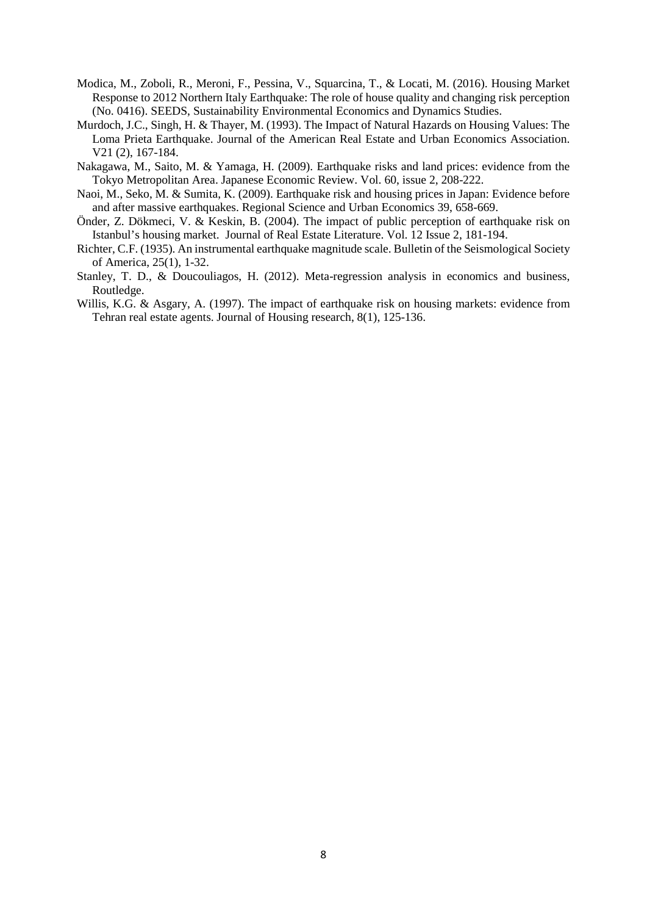Modica, M., Zoboli, R., Meroni, F., Pessina, V., Squarcina, T., & Locati, M. (2016). Housing Market Response to 2012 Northern Italy Earthquake: The role of house quality and changing risk perception (No. 0416). SEEDS, Sustainability Environmental Economics and Dynamics Studies.

Murdoch, J.C., Singh, H. & Thayer, M. (1993). The Impact of Natural Hazards on Housing Values: The Loma Prieta Earthquake. Journal of the American Real Estate and Urban Economics Association. V21 (2), 167-184.

Nakagawa, M., Saito, M. & Yamaga, H. (2009). Earthquake risks and land prices: evidence from the Tokyo Metropolitan Area. Japanese Economic Review. Vol. 60, issue 2, 208-222.

Naoi, M., Seko, M. & Sumita, K. (2009). Earthquake risk and housing prices in Japan: Evidence before and after massive earthquakes. Regional Science and Urban Economics 39, 658-669.

Önder, Z. Dökmeci, V. & Keskin, B. (2004). The impact of public perception of earthquake risk on Istanbul's housing market. Journal of Real Estate Literature. Vol. 12 Issue 2, 181-194.

Richter, C.F. (1935). An instrumental earthquake magnitude scale. Bulletin of the Seismological Society of America, 25(1), 1-32.

Stanley, T. D., & Doucouliagos, H. (2012). Meta-regression analysis in economics and business, Routledge.

Willis, K.G. & Asgary, A. (1997). The impact of earthquake risk on housing markets: evidence from Tehran real estate agents. Journal of Housing research, 8(1), 125-136.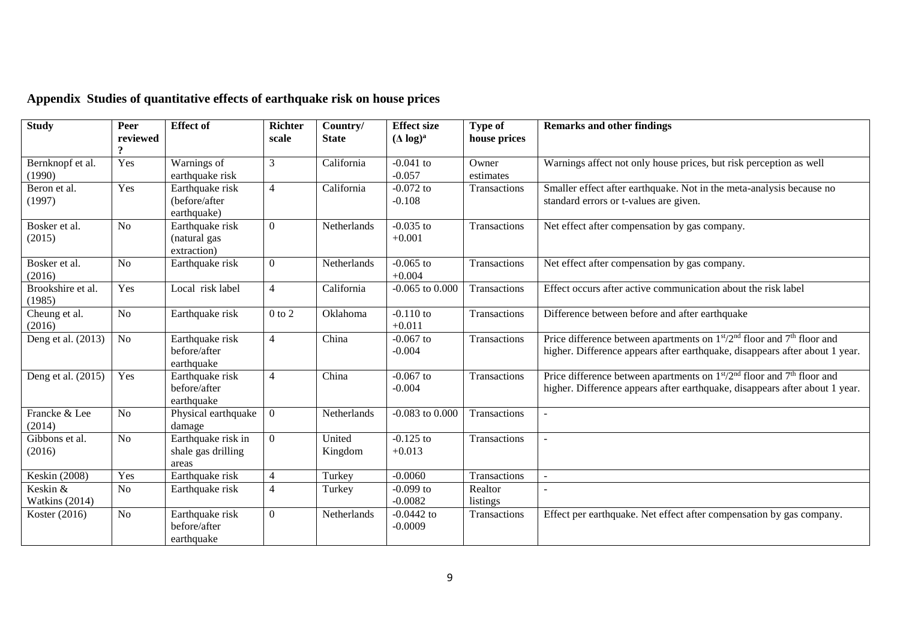## Appendix Studies of quantitative effects of earthquake risk on house prices

| Study | Peer reviewed? | Effect of | Richter scale | Country/ State | Effect size ($\Delta$ log)[a] | Type of house prices | Remarks and other findings |
|---|---|---|---|---|---|---|---|
| Bernknopf et al. (1990) | Yes | Warnings of earthquake risk | 3 | California | -0.041 to -0.057 | Owner estimates | Warnings affect not only house prices, but risk perception as well |
| Beron et al. (1997) | Yes | Earthquake risk (before/after earthquake) | 4 | California | -0.072 to -0.108 | Transactions | Smaller effect after earthquake. Not in the meta-analysis because no standard errors or t-values are given. |
| Bosker et al. (2015) | No | Earthquake risk (natural gas extraction) | 0 | Netherlands | -0.035 to +0.001 | Transactions | Net effect after compensation by gas company. |
| Bosker et al. (2016) | No | Earthquake risk | 0 | Netherlands | -0.065 to +0.004 | Transactions | Net effect after compensation by gas company. |
| Brookshire et al. (1985) | Yes | Local risk label | 4 | California | -0.065 to 0.000 | Transactions | Effect occurs after active communication about the risk label |
| Cheung et al. (2016) | No | Earthquake risk | 0 to 2 | Oklahoma | -0.110 to +0.011 | Transactions | Difference between before and after earthquake |
| Deng et al. (2013) | No | Earthquake risk before/after earthquake | 4 | China | -0.067 to -0.004 | Transactions | Price difference between apartments on 1st/2nd floor and 7th floor and higher. Difference appears after earthquake, disappears after about 1 year. |
| Deng et al. (2015) | Yes | Earthquake risk before/after earthquake | 4 | China | -0.067 to -0.004 | Transactions | Price difference between apartments on 1st/2nd floor and 7th floor and higher. Difference appears after earthquake, disappears after about 1 year. |
| Francke & Lee (2014) | No | Physical earthquake damage | 0 | Netherlands | -0.083 to 0.000 | Transactions | - |
| Gibbons et al. (2016) | No | Earthquake risk in shale gas drilling areas | 0 | United Kingdom | -0.125 to +0.013 | Transactions | - |
| Keskin (2008) | Yes | Earthquake risk | 4 | Turkey | -0.0060 | Transactions | - |
| Keskin & Watkins (2014) | No | Earthquake risk | 4 | Turkey | -0.099 to -0.0082 | Realtor listings | - |
| Koster (2016) | No | Earthquake risk before/after earthquake | 0 | Netherlands | -0.0442 to -0.0009 | Transactions | Effect per earthquake. Net effect after compensation by gas company. |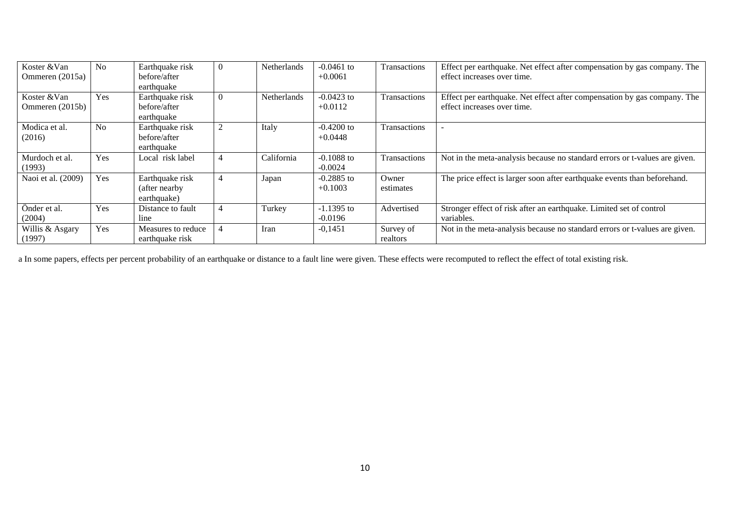| | | | | | | | |
|---|---|---|---|---|---|---|---|
| Koster &Van Ommeren (2015a) | No | Earthquake risk before/after earthquake | 0 | Netherlands | -0.0461 to +0.0061 | Transactions | Effect per earthquake. Net effect after compensation by gas company. The effect increases over time. |
| Koster &Van Ommeren (2015b) | Yes | Earthquake risk before/after earthquake | 0 | Netherlands | -0.0423 to +0.0112 | Transactions | Effect per earthquake. Net effect after compensation by gas company. The effect increases over time. |
| Modica et al. (2016) | No | Earthquake risk before/after earthquake | 2 | Italy | -0.4200 to +0.0448 | Transactions | - |
| Murdoch et al. (1993) | Yes | Local risk label | 4 | California | -0.1088 to -0.0024 | Transactions | Not in the meta-analysis because no standard errors or t-values are given. |
| Naoi et al. (2009) | Yes | Earthquake risk (after nearby earthquake) | 4 | Japan | -0.2885 to +0.1003 | Owner estimates | The price effect is larger soon after earthquake events than beforehand. |
| Önder et al. (2004) | Yes | Distance to fault line | 4 | Turkey | -1.1395 to -0.0196 | Advertised | Stronger effect of risk after an earthquake. Limited set of control variables. |
| Willis & Asgary (1997) | Yes | Measures to reduce earthquake risk | 4 | Iran | -0,1451 | Survey of realtors | Not in the meta-analysis because no standard errors or t-values are given. |

a In some papers, effects per percent probability of an earthquake or distance to a fault line were given. These effects were recomputed to reflect the effect of total existing risk.